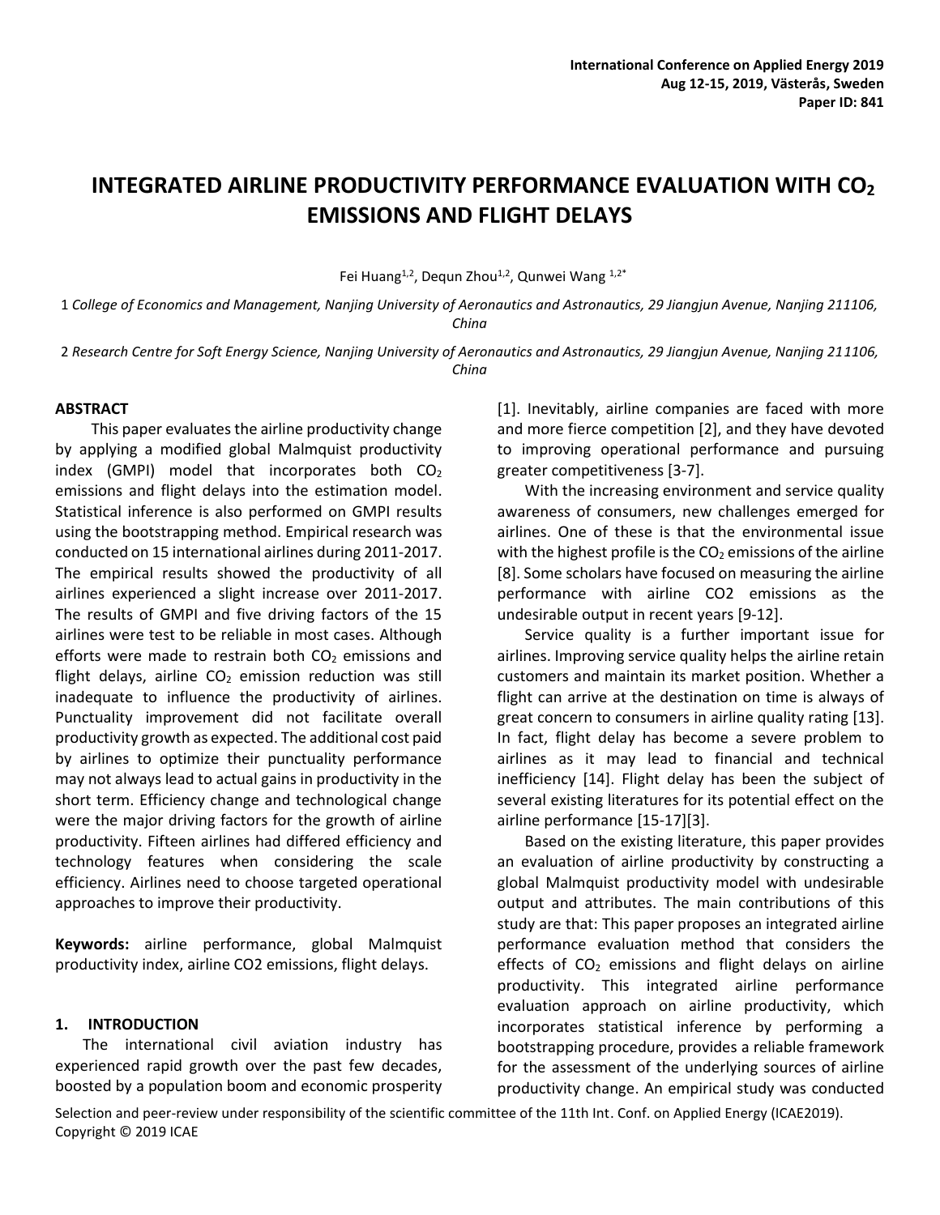# INTEGRATED AIRLINE PRODUCTIVITY PERFORMANCE EVALUATION WITH $CO_2$ EMISSIONS AND FLIGHT DELAYS

Fei Huang[1,2], Dequn Zhou[1,2], Qunwei Wang [1,2*]

1 *College of Economics and Management, Nanjing University of Aeronautics and Astronautics, 29 Jiangjun Avenue, Nanjing 211106, China*

2 *Research Centre for Soft Energy Science, Nanjing University of Aeronautics and Astronautics, 29 Jiangjun Avenue, Nanjing 211106, China*

## ABSTRACT

This paper evaluates the airline productivity change by applying a modified global Malmquist productivity index (GMPI) model that incorporates both $CO_2$ emissions and flight delays into the estimation model. Statistical inference is also performed on GMPI results using the bootstrapping method. Empirical research was conducted on 15 international airlines during 2011-2017. The empirical results showed the productivity of all airlines experienced a slight increase over 2011-2017. The results of GMPI and five driving factors of the 15 airlines were test to be reliable in most cases. Although efforts were made to restrain both $CO_2$ emissions and flight delays, airline $CO_2$ emission reduction was still inadequate to influence the productivity of airlines. Punctuality improvement did not facilitate overall productivity growth as expected. The additional cost paid by airlines to optimize their punctuality performance may not always lead to actual gains in productivity in the short term. Efficiency change and technological change were the major driving factors for the growth of airline productivity. Fifteen airlines had differed efficiency and technology features when considering the scale efficiency. Airlines need to choose targeted operational approaches to improve their productivity.

**Keywords:** airline performance, global Malmquist productivity index, airline CO2 emissions, flight delays.

## 1. INTRODUCTION

The international civil aviation industry has experienced rapid growth over the past few decades, boosted by a population boom and economic prosperity [1]. Inevitably, airline companies are faced with more and more fierce competition [2], and they have devoted to improving operational performance and pursuing greater competitiveness [3-7].

With the increasing environment and service quality awareness of consumers, new challenges emerged for airlines. One of these is that the environmental issue with the highest profile is the $CO_2$ emissions of the airline [8]. Some scholars have focused on measuring the airline performance with airline CO2 emissions as the undesirable output in recent years [9-12].

Service quality is a further important issue for airlines. Improving service quality helps the airline retain customers and maintain its market position. Whether a flight can arrive at the destination on time is always of great concern to consumers in airline quality rating [13]. In fact, flight delay has become a severe problem to airlines as it may lead to financial and technical inefficiency [14]. Flight delay has been the subject of several existing literatures for its potential effect on the airline performance [15-17][3].

Based on the existing literature, this paper provides an evaluation of airline productivity by constructing a global Malmquist productivity model with undesirable output and attributes. The main contributions of this study are that: This paper proposes an integrated airline performance evaluation method that considers the effects of $CO_2$ emissions and flight delays on airline productivity. This integrated airline performance evaluation approach on airline productivity, which incorporates statistical inference by performing a bootstrapping procedure, provides a reliable framework for the assessment of the underlying sources of airline productivity change. An empirical study was conducted

Selection and peer-review under responsibility of the scientific committee of the 11th Int. Conf. on Applied Energy (ICAE2019). Copyright © 2019 ICAE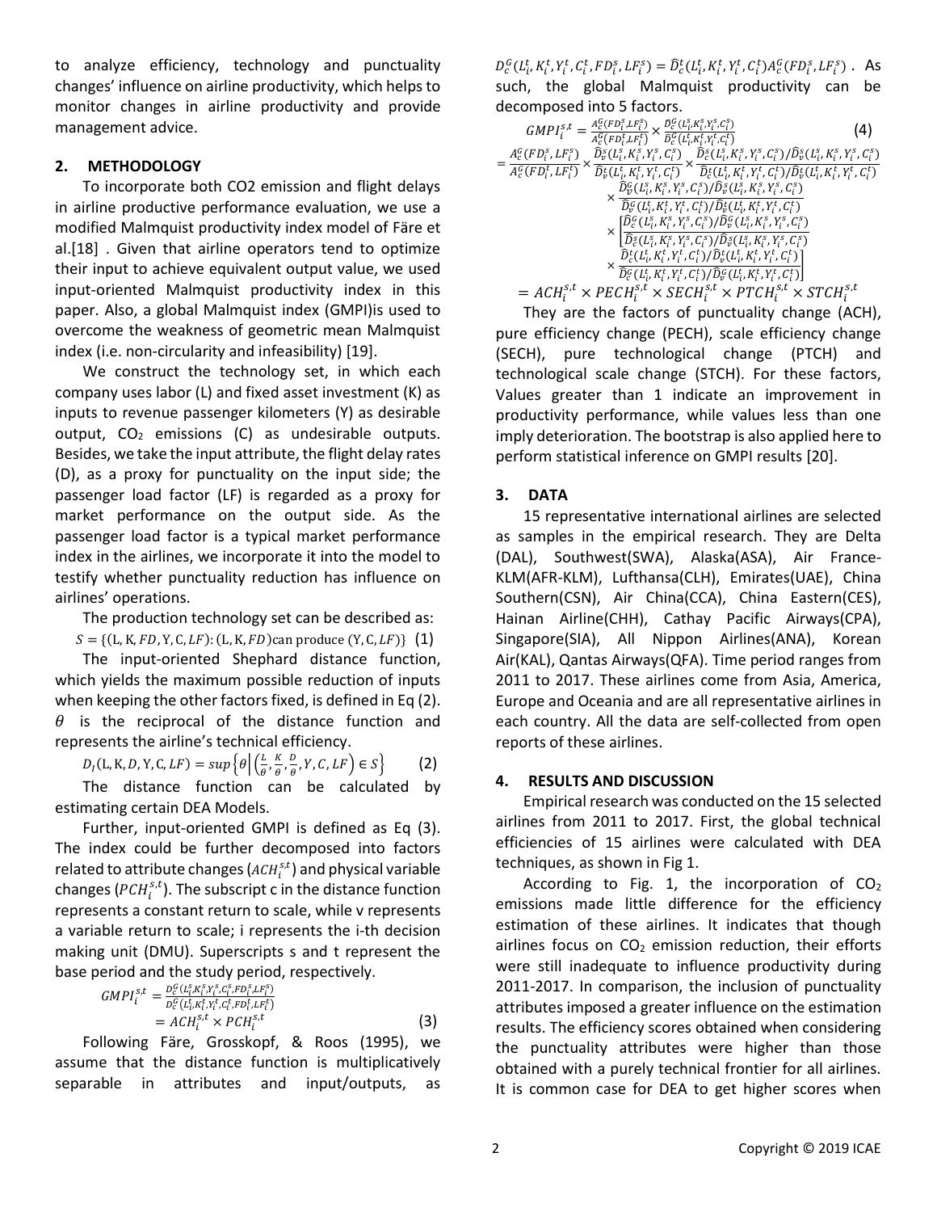to analyze efficiency, technology and punctuality changes' influence on airline productivity, which helps to monitor changes in airline productivity and provide management advice.

## 2. METHODOLOGY

To incorporate both CO2 emission and flight delays in airline productive performance evaluation, we use a modified Malmquist productivity index model of Färe et al.[18] . Given that airline operators tend to optimize their input to achieve equivalent output value, we used input-oriented Malmquist productivity index in this paper. Also, a global Malmquist index (GMPI)is used to overcome the weakness of geometric mean Malmquist index (i.e. non-circularity and infeasibility) [19].

We construct the technology set, in which each company uses labor (L) and fixed asset investment (K) as inputs to revenue passenger kilometers (Y) as desirable output, $CO_2$ emissions (C) as undesirable outputs. Besides, we take the input attribute, the flight delay rates (D), as a proxy for punctuality on the input side; the passenger load factor (LF) is regarded as a proxy for market performance on the output side. As the passenger load factor is a typical market performance index in the airlines, we incorporate it into the model to testify whether punctuality reduction has influence on airlines' operations.

The production technology set can be described as:

$$S = \{(\mathrm{L}, \mathrm{K}, FD, \mathrm{Y}, \mathrm{C}, LF): (\mathrm{L}, \mathrm{K}, FD) \text{can produce } (\mathrm{Y}, \mathrm{C}, LF)\} \quad (1)$$

The input-oriented Shephard distance function, which yields the maximum possible reduction of inputs when keeping the other factors fixed, is defined in Eq (2). $\theta$ is the reciprocal of the distance function and represents the airline's technical efficiency.

$$D_I(\mathrm{L}, \mathrm{K}, D, \mathrm{Y}, \mathrm{C}, LF) = \sup\left\{\theta \,\middle|\, \left(\frac{L}{\theta}, \frac{K}{\theta}, \frac{D}{\theta}, Y, C, LF\right) \in S\right\} \quad (2)$$

The distance function can be calculated by estimating certain DEA Models.

Further, input-oriented GMPI is defined as Eq (3). The index could be further decomposed into factors related to attribute changes ($ACH_i^{s,t}$) and physical variable changes ($PCH_i^{s,t}$). The subscript c in the distance function represents a constant return to scale, while v represents a variable return to scale; i represents the i-th decision making unit (DMU). Superscripts s and t represent the base period and the study period, respectively.

$$GMPI_i^{s,t} = \frac{D_c^G(L_i^s, K_i^s, Y_i^s, C_i^s, FD_i^s, LF_i^s)}{D_c^G(L_i^t, K_i^t, Y_i^t, C_i^t, FD_i^t, LF_i^t)} = ACH_i^{s,t} \times PCH_i^{s,t} \quad (3)$$

Following Färe, Grosskopf, & Roos (1995), we assume that the distance function is multiplicatively separable in attributes and input/outputs, as $D_c^G(L_i^t, K_i^t, Y_i^t, C_i^t, FD_i^s, LF_i^s) = \widehat{D}_c^t(L_i^t, K_i^t, Y_i^t, C_i^t) A_c^G(FD_i^s, LF_i^s)$ . As such, the global Malmquist productivity can be decomposed into 5 factors.

$$\begin{aligned}
GMPI_i^{s,t} &= \frac{A_c^G(FD_i^s, LF_i^s)}{A_c^G(FD_i^t, LF_i^t)} \times \frac{D_c^G(L_i^s, K_i^s, Y_i^s, C_i^s)}{D_c^G(L_i^t, K_i^t, Y_i^t, C_i^t)} \quad (4) \\
&= \frac{A_c^G(FD_i^s, LF_i^s)}{A_c^G(FD_i^t, LF_i^t)} \times \frac{\widehat{D}_v^s(L_i^s, K_i^s, Y_i^s, C_i^s)}{\widehat{D}_v^t(L_i^t, K_i^t, Y_i^t, C_i^t)} \times \frac{\widehat{D}_c^s(L_i^s, K_i^s, Y_i^s, C_i^s)/\widehat{D}_v^s(L_i^s, K_i^s, Y_i^s, C_i^s)}{\widehat{D}_c^t(L_i^t, K_i^t, Y_i^t, C_i^t)/\widehat{D}_v^t(L_i^t, K_i^t, Y_i^t, C_i^t)} \\
&\quad \times \frac{\widehat{D}_v^G(L_i^s, K_i^s, Y_i^s, C_i^s)/\widehat{D}_v^s(L_i^s, K_i^s, Y_i^s, C_i^s)}{\widehat{D}_v^G(L_i^t, K_i^t, Y_i^t, C_i^t)/\widehat{D}_v^t(L_i^t, K_i^t, Y_i^t, C_i^t)} \\
&\quad \times \left[\frac{\widehat{D}_c^G(L_i^s, K_i^s, Y_i^s, C_i^s)/\widehat{D}_v^G(L_i^s, K_i^s, Y_i^s, C_i^s)}{\widehat{D}_c^s(L_i^s, K_i^s, Y_i^s, C_i^s)/\widehat{D}_v^s(L_i^s, K_i^s, Y_i^s, C_i^s)} \times \frac{\widehat{D}_c^t(L_i^t, K_i^t, Y_i^t, C_i^t)/\widehat{D}_v^t(L_i^t, K_i^t, Y_i^t, C_i^t)}{\widehat{D}_c^G(L_i^t, K_i^t, Y_i^t, C_i^t)/\widehat{D}_v^G(L_i^t, K_i^t, Y_i^t, C_i^t)}\right] \\
&= ACH_i^{s,t} \times PECH_i^{s,t} \times SECH_i^{s,t} \times PTCH_i^{s,t} \times STCH_i^{s,t}
\end{aligned}$$

They are the factors of punctuality change (ACH), pure efficiency change (PECH), scale efficiency change (SECH), pure technological change (PTCH) and technological scale change (STCH). For these factors, Values greater than 1 indicate an improvement in productivity performance, while values less than one imply deterioration. The bootstrap is also applied here to perform statistical inference on GMPI results [20].

## 3. DATA

15 representative international airlines are selected as samples in the empirical research. They are Delta (DAL), Southwest(SWA), Alaska(ASA), Air France-KLM(AFR-KLM), Lufthansa(CLH), Emirates(UAE), China Southern(CSN), Air China(CCA), China Eastern(CES), Hainan Airline(CHH), Cathay Pacific Airways(CPA), Singapore(SIA), All Nippon Airlines(ANA), Korean Air(KAL), Qantas Airways(QFA). Time period ranges from 2011 to 2017. These airlines come from Asia, America, Europe and Oceania and are all representative airlines in each country. All the data are self-collected from open reports of these airlines.

## 4. RESULTS AND DISCUSSION

Empirical research was conducted on the 15 selected airlines from 2011 to 2017. First, the global technical efficiencies of 15 airlines were calculated with DEA techniques, as shown in Fig 1.

According to Fig. 1, the incorporation of $CO_2$ emissions made little difference for the efficiency estimation of these airlines. It indicates that though airlines focus on $CO_2$ emission reduction, their efforts were still inadequate to influence productivity during 2011-2017. In comparison, the inclusion of punctuality attributes imposed a greater influence on the estimation results. The efficiency scores obtained when considering the punctuality attributes were higher than those obtained with a purely technical frontier for all airlines. It is common case for DEA to get higher scores when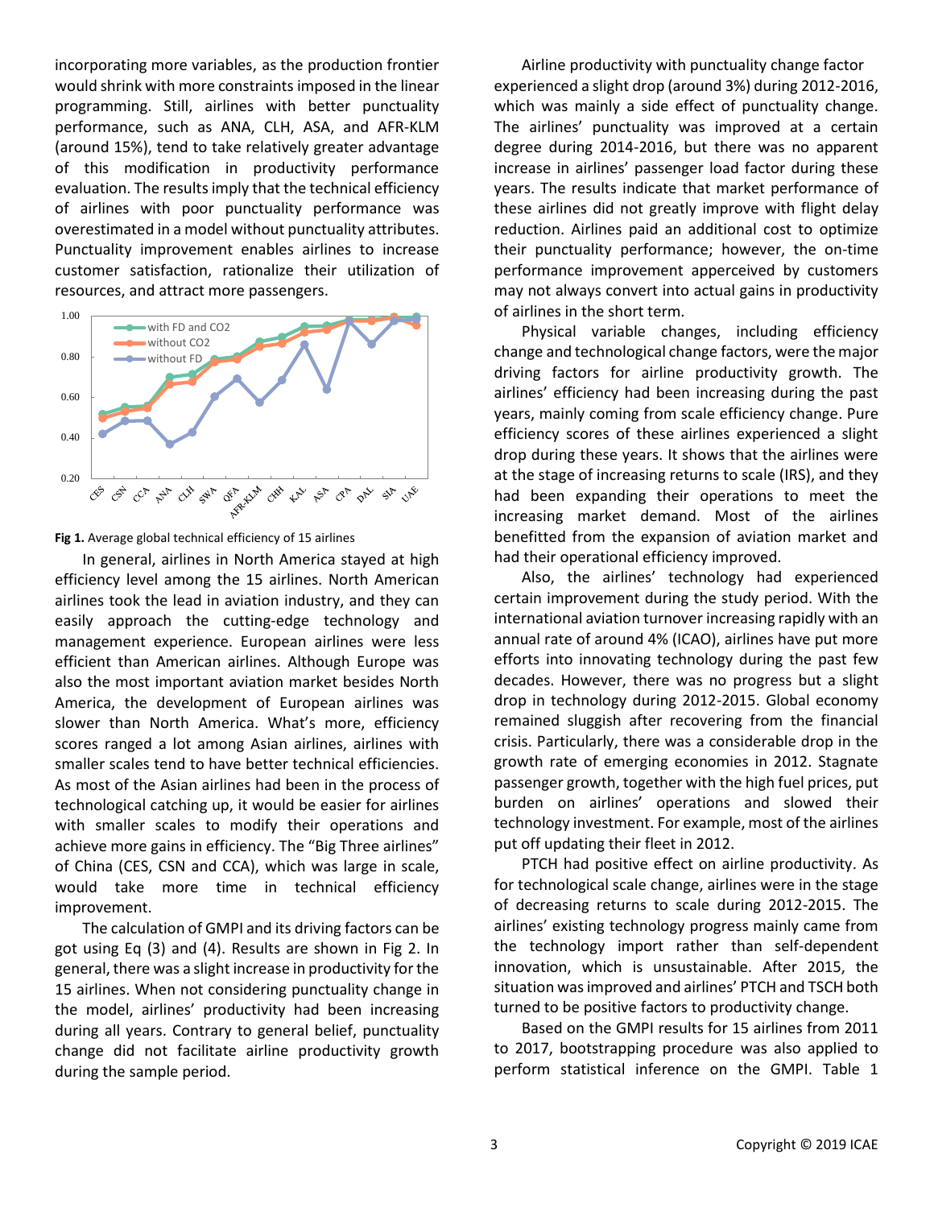incorporating more variables, as the production frontier would shrink with more constraints imposed in the linear programming. Still, airlines with better punctuality performance, such as ANA, CLH, ASA, and AFR-KLM (around 15%), tend to take relatively greater advantage of this modification in productivity performance evaluation. The results imply that the technical efficiency of airlines with poor punctuality performance was overestimated in a model without punctuality attributes. Punctuality improvement enables airlines to increase customer satisfaction, rationalize their utilization of resources, and attract more passengers.

**Fig 1.** Average global technical efficiency of 15 airlines

In general, airlines in North America stayed at high efficiency level among the 15 airlines. North American airlines took the lead in aviation industry, and they can easily approach the cutting-edge technology and management experience. European airlines were less efficient than American airlines. Although Europe was also the most important aviation market besides North America, the development of European airlines was slower than North America. What's more, efficiency scores ranged a lot among Asian airlines, airlines with smaller scales tend to have better technical efficiencies. As most of the Asian airlines had been in the process of technological catching up, it would be easier for airlines with smaller scales to modify their operations and achieve more gains in efficiency. The "Big Three airlines" of China (CES, CSN and CCA), which was large in scale, would take more time in technical efficiency improvement.

The calculation of GMPI and its driving factors can be got using Eq (3) and (4). Results are shown in Fig 2. In general, there was a slight increase in productivity for the 15 airlines. When not considering punctuality change in the model, airlines' productivity had been increasing during all years. Contrary to general belief, punctuality change did not facilitate airline productivity growth during the sample period.

Airline productivity with punctuality change factor experienced a slight drop (around 3%) during 2012-2016, which was mainly a side effect of punctuality change. The airlines' punctuality was improved at a certain degree during 2014-2016, but there was no apparent increase in airlines' passenger load factor during these years. The results indicate that market performance of these airlines did not greatly improve with flight delay reduction. Airlines paid an additional cost to optimize their punctuality performance; however, the on-time performance improvement apperceived by customers may not always convert into actual gains in productivity of airlines in the short term.

Physical variable changes, including efficiency change and technological change factors, were the major driving factors for airline productivity growth. The airlines' efficiency had been increasing during the past years, mainly coming from scale efficiency change. Pure efficiency scores of these airlines experienced a slight drop during these years. It shows that the airlines were at the stage of increasing returns to scale (IRS), and they had been expanding their operations to meet the increasing market demand. Most of the airlines benefitted from the expansion of aviation market and had their operational efficiency improved.

Also, the airlines' technology had experienced certain improvement during the study period. With the international aviation turnover increasing rapidly with an annual rate of around 4% (ICAO), airlines have put more efforts into innovating technology during the past few decades. However, there was no progress but a slight drop in technology during 2012-2015. Global economy remained sluggish after recovering from the financial crisis. Particularly, there was a considerable drop in the growth rate of emerging economies in 2012. Stagnate passenger growth, together with the high fuel prices, put burden on airlines' operations and slowed their technology investment. For example, most of the airlines put off updating their fleet in 2012.

PTCH had positive effect on airline productivity. As for technological scale change, airlines were in the stage of decreasing returns to scale during 2012-2015. The airlines' existing technology progress mainly came from the technology import rather than self-dependent innovation, which is unsustainable. After 2015, the situation was improved and airlines' PTCH and TSCH both turned to be positive factors to productivity change.

Based on the GMPI results for 15 airlines from 2011 to 2017, bootstrapping procedure was also applied to perform statistical inference on the GMPI. Table 1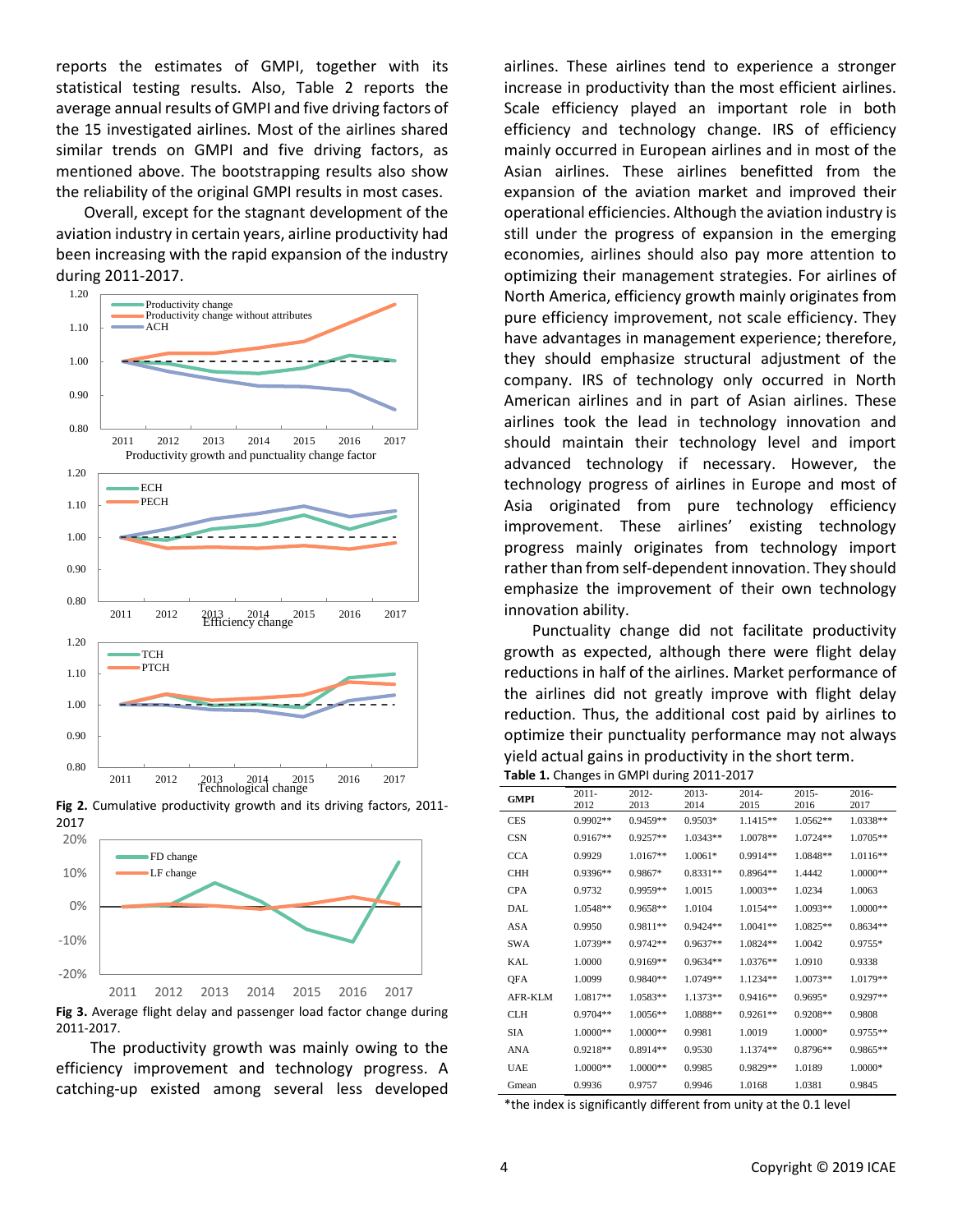reports the estimates of GMPI, together with its statistical testing results. Also, Table 2 reports the average annual results of GMPI and five driving factors of the 15 investigated airlines. Most of the airlines shared similar trends on GMPI and five driving factors, as mentioned above. The bootstrapping results also show the reliability of the original GMPI results in most cases.

Overall, except for the stagnant development of the aviation industry in certain years, airline productivity had been increasing with the rapid expansion of the industry during 2011-2017.

**Fig 2.** Cumulative productivity growth and its driving factors, 2011-2017

**Fig 3.** Average flight delay and passenger load factor change during 2011-2017.

The productivity growth was mainly owing to the efficiency improvement and technology progress. A catching-up existed among several less developed airlines. These airlines tend to experience a stronger increase in productivity than the most efficient airlines. Scale efficiency played an important role in both efficiency and technology change. IRS of efficiency mainly occurred in European airlines and in most of the Asian airlines. These airlines benefitted from the expansion of the aviation market and improved their operational efficiencies. Although the aviation industry is still under the progress of expansion in the emerging economies, airlines should also pay more attention to optimizing their management strategies. For airlines of North America, efficiency growth mainly originates from pure efficiency improvement, not scale efficiency. They have advantages in management experience; therefore, they should emphasize structural adjustment of the company. IRS of technology only occurred in North American airlines and in part of Asian airlines. These airlines took the lead in technology innovation and should maintain their technology level and import advanced technology if necessary. However, the technology progress of airlines in Europe and most of Asia originated from pure technology efficiency improvement. These airlines' existing technology progress mainly originates from technology import rather than from self-dependent innovation. They should emphasize the improvement of their own technology innovation ability.

Punctuality change did not facilitate productivity growth as expected, although there were flight delay reductions in half of the airlines. Market performance of the airlines did not greatly improve with flight delay reduction. Thus, the additional cost paid by airlines to optimize their punctuality performance may not always yield actual gains in productivity in the short term.

**Table 1.** Changes in GMPI during 2011-2017

| GMPI | 2011-2012 | 2012-2013 | 2013-2014 | 2014-2015 | 2015-2016 | 2016-2017 |
|---|---|---|---|---|---|---|
| CES | 0.9902** | 0.9459** | 0.9503* | 1.1415** | 1.0562** | 1.0338** |
| CSN | 0.9167** | 0.9257** | 1.0343** | 1.0078** | 1.0724** | 1.0705** |
| CCA | 0.9929 | 1.0167** | 1.0061* | 0.9914** | 1.0848** | 1.0116** |
| CHH | 0.9396** | 0.9867* | 0.8331** | 0.8964** | 1.4442 | 1.0000** |
| CPA | 0.9732 | 0.9959** | 1.0015 | 1.0003** | 1.0234 | 1.0063 |
| DAL | 1.0548** | 0.9658** | 1.0104 | 1.0154** | 1.0093** | 1.0000** |
| ASA | 0.9950 | 0.9811** | 0.9424** | 1.0041** | 1.0825** | 0.8634** |
| SWA | 1.0739** | 0.9742** | 0.9637** | 1.0824** | 1.0042 | 0.9755* |
| KAL | 1.0000 | 0.9169** | 0.9634** | 1.0376** | 1.0910 | 0.9338 |
| QFA | 1.0099 | 0.9840** | 1.0749** | 1.1234** | 1.0073** | 1.0179** |
| AFR-KLM | 1.0817** | 1.0583** | 1.1373** | 0.9416** | 0.9695* | 0.9297** |
| CLH | 0.9704** | 1.0056** | 1.0888** | 0.9261** | 0.9208** | 0.9808 |
| SIA | 1.0000** | 1.0000** | 0.9981 | 1.0019 | 1.0000* | 0.9755** |
| ANA | 0.9218** | 0.8914** | 0.9530 | 1.1374** | 0.8796** | 0.9865** |
| UAE | 1.0000** | 1.0000** | 0.9985 | 0.9829** | 1.0189 | 1.0000* |
| Gmean | 0.9936 | 0.9757 | 0.9946 | 1.0168 | 1.0381 | 0.9845 |

*the index is significantly different from unity at the 0.1 level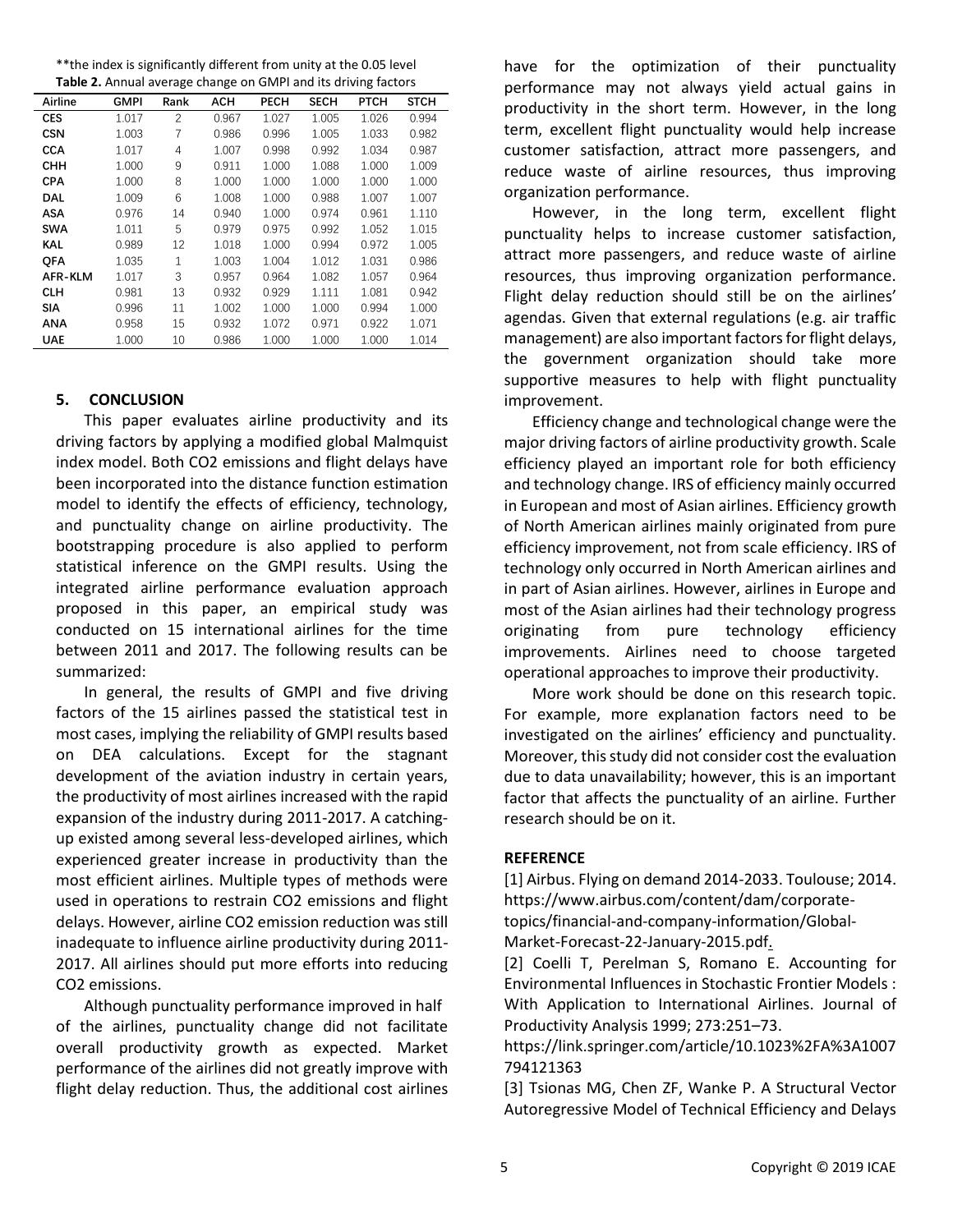**the index is significantly different from unity at the 0.05 level

**Table 2.** Annual average change on GMPI and its driving factors

| Airline | GMPI | Rank | ACH | PECH | SECH | PTCH | STCH |
|---|---|---|---|---|---|---|---|
| CES | 1.017 | 2 | 0.967 | 1.027 | 1.005 | 1.026 | 0.994 |
| CSN | 1.003 | 7 | 0.986 | 0.996 | 1.005 | 1.033 | 0.982 |
| CCA | 1.017 | 4 | 1.007 | 0.998 | 0.992 | 1.034 | 0.987 |
| CHH | 1.000 | 9 | 0.911 | 1.000 | 1.088 | 1.000 | 1.009 |
| CPA | 1.000 | 8 | 1.000 | 1.000 | 1.000 | 1.000 | 1.000 |
| DAL | 1.009 | 6 | 1.008 | 1.000 | 0.988 | 1.007 | 1.007 |
| ASA | 0.976 | 14 | 0.940 | 1.000 | 0.974 | 0.961 | 1.110 |
| SWA | 1.011 | 5 | 0.979 | 0.975 | 0.992 | 1.052 | 1.015 |
| KAL | 0.989 | 12 | 1.018 | 1.000 | 0.994 | 0.972 | 1.005 |
| QFA | 1.035 | 1 | 1.003 | 1.004 | 1.012 | 1.031 | 0.986 |
| AFR-KLM | 1.017 | 3 | 0.957 | 0.964 | 1.082 | 1.057 | 0.964 |
| CLH | 0.981 | 13 | 0.932 | 0.929 | 1.111 | 1.081 | 0.942 |
| SIA | 0.996 | 11 | 1.002 | 1.000 | 1.000 | 0.994 | 1.000 |
| ANA | 0.958 | 15 | 0.932 | 1.072 | 0.971 | 0.922 | 1.071 |
| UAE | 1.000 | 10 | 0.986 | 1.000 | 1.000 | 1.000 | 1.014 |

## 5. CONCLUSION

This paper evaluates airline productivity and its driving factors by applying a modified global Malmquist index model. Both $CO_2$ emissions and flight delays have been incorporated into the distance function estimation model to identify the effects of efficiency, technology, and punctuality change on airline productivity. The bootstrapping procedure is also applied to perform statistical inference on the GMPI results. Using the integrated airline performance evaluation approach proposed in this paper, an empirical study was conducted on 15 international airlines for the time between 2011 and 2017. The following results can be summarized:

In general, the results of GMPI and five driving factors of the 15 airlines passed the statistical test in most cases, implying the reliability of GMPI results based on DEA calculations. Except for the stagnant development of the aviation industry in certain years, the productivity of most airlines increased with the rapid expansion of the industry during 2011-2017. A catching-up existed among several less-developed airlines, which experienced greater increase in productivity than the most efficient airlines. Multiple types of methods were used in operations to restrain $CO_2$ emissions and flight delays. However, airline $CO_2$ emission reduction was still inadequate to influence airline productivity during 2011-2017. All airlines should put more efforts into reducing $CO_2$ emissions.

Although punctuality performance improved in half of the airlines, punctuality change did not facilitate overall productivity growth as expected. Market performance of the airlines did not greatly improve with flight delay reduction. Thus, the additional cost airlines have for the optimization of their punctuality performance may not always yield actual gains in productivity in the short term. However, in the long term, excellent flight punctuality would help increase customer satisfaction, attract more passengers, and reduce waste of airline resources, thus improving organization performance.

However, in the long term, excellent flight punctuality helps to increase customer satisfaction, attract more passengers, and reduce waste of airline resources, thus improving organization performance. Flight delay reduction should still be on the airlines' agendas. Given that external regulations (e.g. air traffic management) are also important factors for flight delays, the government organization should take more supportive measures to help with flight punctuality improvement.

Efficiency change and technological change were the major driving factors of airline productivity growth. Scale efficiency played an important role for both efficiency and technology change. IRS of efficiency mainly occurred in European and most of Asian airlines. Efficiency growth of North American airlines mainly originated from pure efficiency improvement, not from scale efficiency. IRS of technology only occurred in North American airlines and in part of Asian airlines. However, airlines in Europe and most of the Asian airlines had their technology progress originating from pure technology efficiency improvements. Airlines need to choose targeted operational approaches to improve their productivity.

More work should be done on this research topic. For example, more explanation factors need to be investigated on the airlines' efficiency and punctuality. Moreover, this study did not consider cost the evaluation due to data unavailability; however, this is an important factor that affects the punctuality of an airline. Further research should be on it.

## REFERENCE

[1] Airbus. Flying on demand 2014-2033. Toulouse; 2014. https://www.airbus.com/content/dam/corporate-topics/financial-and-company-information/Global-Market-Forecast-22-January-2015.pdf.

[2] Coelli T, Perelman S, Romano E. Accounting for Environmental Influences in Stochastic Frontier Models : With Application to International Airlines. Journal of Productivity Analysis 1999; 273:251–73. https://link.springer.com/article/10.1023%2FA%3A1007794121363

[3] Tsionas MG, Chen ZF, Wanke P. A Structural Vector Autoregressive Model of Technical Efficiency and Delays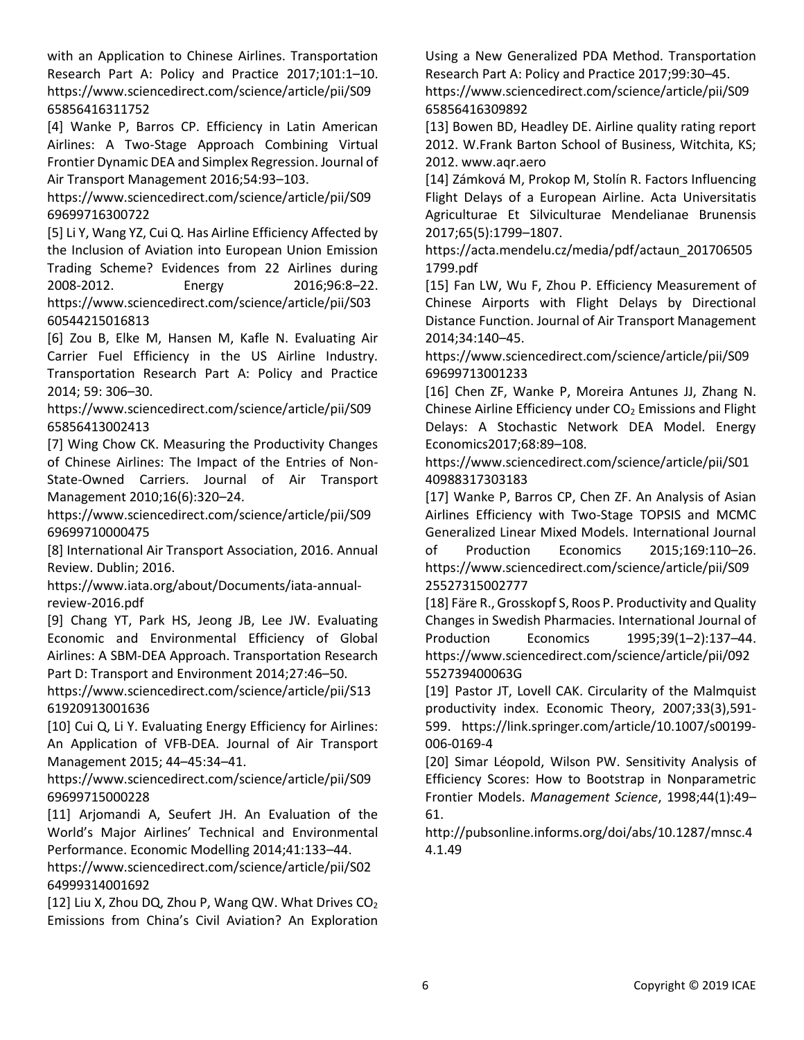with an Application to Chinese Airlines. Transportation Research Part A: Policy and Practice 2017;101:1–10. https://www.sciencedirect.com/science/article/pii/S0965856416311752

[4] Wanke P, Barros CP. Efficiency in Latin American Airlines: A Two-Stage Approach Combining Virtual Frontier Dynamic DEA and Simplex Regression. Journal of Air Transport Management 2016;54:93–103. https://www.sciencedirect.com/science/article/pii/S0969699716300722

[5] Li Y, Wang YZ, Cui Q. Has Airline Efficiency Affected by the Inclusion of Aviation into European Union Emission Trading Scheme? Evidences from 22 Airlines during 2008-2012. Energy 2016;96:8–22. https://www.sciencedirect.com/science/article/pii/S0360544215016813

[6] Zou B, Elke M, Hansen M, Kafle N. Evaluating Air Carrier Fuel Efficiency in the US Airline Industry. Transportation Research Part A: Policy and Practice 2014; 59: 306–30. https://www.sciencedirect.com/science/article/pii/S0965856413002413

[7] Wing Chow CK. Measuring the Productivity Changes of Chinese Airlines: The Impact of the Entries of Non-State-Owned Carriers. Journal of Air Transport Management 2010;16(6):320–24. https://www.sciencedirect.com/science/article/pii/S0969699710000475

[8] International Air Transport Association, 2016. Annual Review. Dublin; 2016. https://www.iata.org/about/Documents/iata-annual-review-2016.pdf

[9] Chang YT, Park HS, Jeong JB, Lee JW. Evaluating Economic and Environmental Efficiency of Global Airlines: A SBM-DEA Approach. Transportation Research Part D: Transport and Environment 2014;27:46–50. https://www.sciencedirect.com/science/article/pii/S1361920913001636

[10] Cui Q, Li Y. Evaluating Energy Efficiency for Airlines: An Application of VFB-DEA. Journal of Air Transport Management 2015; 44–45:34–41. https://www.sciencedirect.com/science/article/pii/S0969699715000228

[11] Arjomandi A, Seufert JH. An Evaluation of the World's Major Airlines' Technical and Environmental Performance. Economic Modelling 2014;41:133–44. https://www.sciencedirect.com/science/article/pii/S0264999314001692

[12] Liu X, Zhou DQ, Zhou P, Wang QW. What Drives $CO_2$ Emissions from China's Civil Aviation? An Exploration Using a New Generalized PDA Method. Transportation Research Part A: Policy and Practice 2017;99:30–45. https://www.sciencedirect.com/science/article/pii/S0965856416309892

[13] Bowen BD, Headley DE. Airline quality rating report 2012. W.Frank Barton School of Business, Witchita, KS; 2012. www.aqr.aero

[14] Zámková M, Prokop M, Stolín R. Factors Influencing Flight Delays of a European Airline. Acta Universitatis Agriculturae Et Silviculturae Mendelianae Brunensis 2017;65(5):1799–1807. https://acta.mendelu.cz/media/pdf/actaun_2017065051799.pdf

[15] Fan LW, Wu F, Zhou P. Efficiency Measurement of Chinese Airports with Flight Delays by Directional Distance Function. Journal of Air Transport Management 2014;34:140–45. https://www.sciencedirect.com/science/article/pii/S0969699713001233

[16] Chen ZF, Wanke P, Moreira Antunes JJ, Zhang N. Chinese Airline Efficiency under $CO_2$ Emissions and Flight Delays: A Stochastic Network DEA Model. Energy Economics2017;68:89–108. https://www.sciencedirect.com/science/article/pii/S0140988317303183

[17] Wanke P, Barros CP, Chen ZF. An Analysis of Asian Airlines Efficiency with Two-Stage TOPSIS and MCMC Generalized Linear Mixed Models. International Journal of Production Economics 2015;169:110–26. https://www.sciencedirect.com/science/article/pii/S0925527315002777

[18] Färe R., Grosskopf S, Roos P. Productivity and Quality Changes in Swedish Pharmacies. International Journal of Production Economics 1995;39(1–2):137–44. https://www.sciencedirect.com/science/article/pii/092552739400063G

[19] Pastor JT, Lovell CAK. Circularity of the Malmquist productivity index. Economic Theory, 2007;33(3),591-599. https://link.springer.com/article/10.1007/s00199-006-0169-4

[20] Simar Léopold, Wilson PW. Sensitivity Analysis of Efficiency Scores: How to Bootstrap in Nonparametric Frontier Models. *Management Science*, 1998;44(1):49–61. http://pubsonline.informs.org/doi/abs/10.1287/mnsc.44.1.49